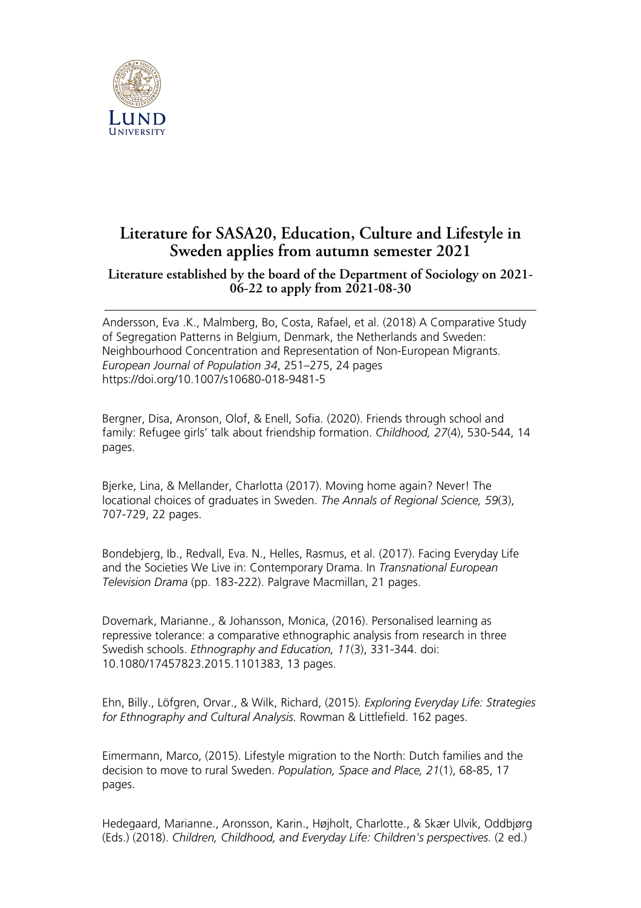# Literature for SASA20, Education, Culture and Lifestyle in Sweden applies from autumn semester 2021

### Literature established by the board of the Department of Sociology on 2021-06-22 to apply from 2021-08-30

---

Andersson, Eva .K., Malmberg, Bo, Costa, Rafael, et al. (2018) A Comparative Study of Segregation Patterns in Belgium, Denmark, the Netherlands and Sweden: Neighbourhood Concentration and Representation of Non-European Migrants. *European Journal of Population 34*, 251–275, 24 pages https://doi.org/10.1007/s10680-018-9481-5

Bergner, Disa, Aronson, Olof, & Enell, Sofia. (2020). Friends through school and family: Refugee girls' talk about friendship formation. *Childhood, 27*(4), 530-544, 14 pages.

Bjerke, Lina, & Mellander, Charlotta (2017). Moving home again? Never! The locational choices of graduates in Sweden. *The Annals of Regional Science, 59*(3), 707-729, 22 pages.

Bondebjerg, Ib., Redvall, Eva. N., Helles, Rasmus, et al. (2017). Facing Everyday Life and the Societies We Live in: Contemporary Drama. In *Transnational European Television Drama* (pp. 183-222). Palgrave Macmillan, 21 pages.

Dovemark, Marianne., & Johansson, Monica, (2016). Personalised learning as repressive tolerance: a comparative ethnographic analysis from research in three Swedish schools. *Ethnography and Education, 11*(3), 331-344. doi: 10.1080/17457823.2015.1101383, 13 pages.

Ehn, Billy., Löfgren, Orvar., & Wilk, Richard, (2015). *Exploring Everyday Life: Strategies for Ethnography and Cultural Analysis.* Rowman & Littlefield. 162 pages.

Eimermann, Marco, (2015). Lifestyle migration to the North: Dutch families and the decision to move to rural Sweden. *Population, Space and Place, 21*(1), 68-85, 17 pages.

Hedegaard, Marianne., Aronsson, Karin., Højholt, Charlotte., & Skær Ulvik, Oddbjørg (Eds.) (2018). *Children, Childhood, and Everyday Life: Children's perspectives.* (2 ed.)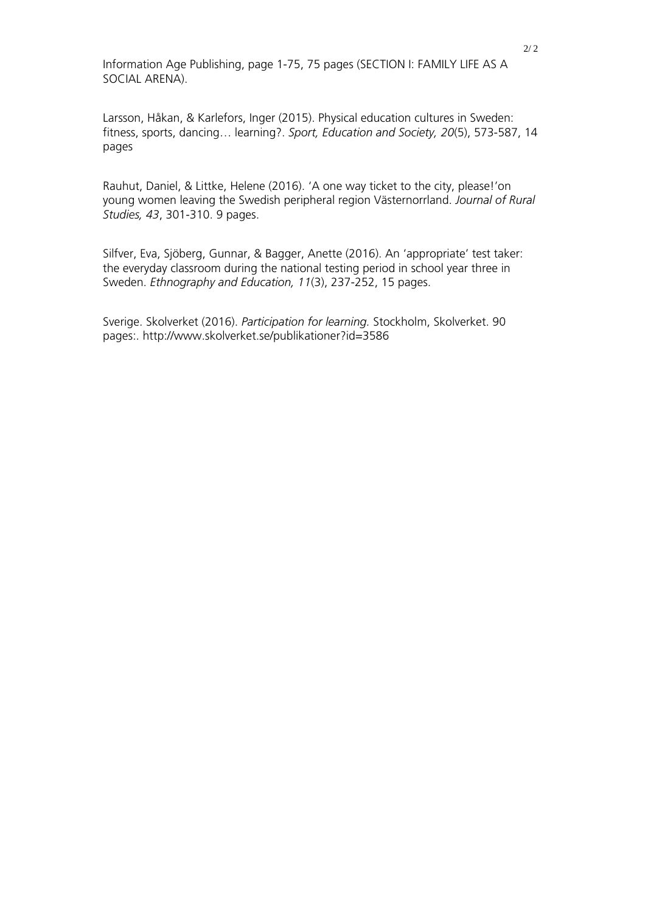Information Age Publishing, page 1-75, 75 pages (SECTION I: FAMILY LIFE AS A SOCIAL ARENA).

Larsson, Håkan, & Karlefors, Inger (2015). Physical education cultures in Sweden: fitness, sports, dancing… learning?. *Sport, Education and Society, 20*(5), 573-587, 14 pages

Rauhut, Daniel, & Littke, Helene (2016). 'A one way ticket to the city, please!'on young women leaving the Swedish peripheral region Västernorrland. *Journal of Rural Studies, 43*, 301-310. 9 pages.

Silfver, Eva, Sjöberg, Gunnar, & Bagger, Anette (2016). An 'appropriate' test taker: the everyday classroom during the national testing period in school year three in Sweden. *Ethnography and Education, 11*(3), 237-252, 15 pages.

Sverige. Skolverket (2016). *Participation for learning.* Stockholm, Skolverket. 90 pages:. http://www.skolverket.se/publikationer?id=3586